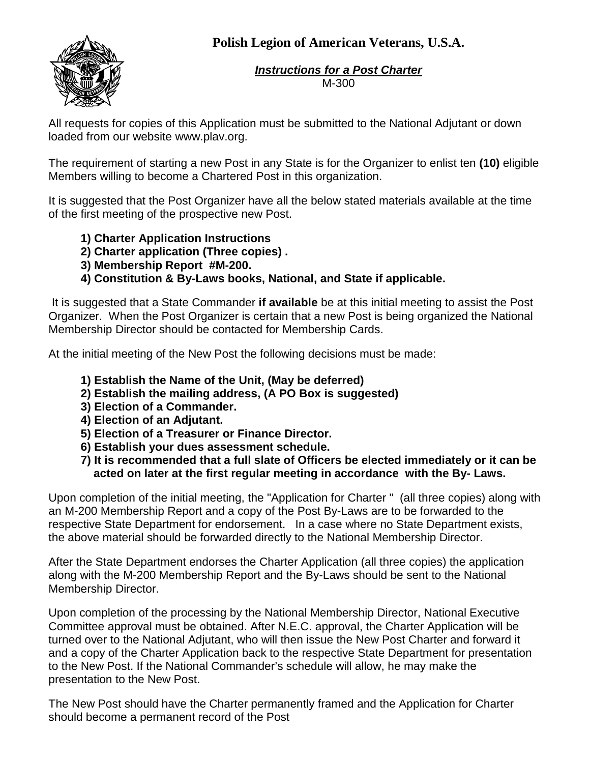# Polish Legion of American Veterans, U.S.A.

***Instructions for a Post Charter***

M-300

All requests for copies of this Application must be submitted to the National Adjutant or down loaded from our website www.plav.org.

The requirement of starting a new Post in any State is for the Organizer to enlist ten **(10)** eligible Members willing to become a Chartered Post in this organization.

It is suggested that the Post Organizer have all the below stated materials available at the time of the first meeting of the prospective new Post.

**1) Charter Application Instructions**
**2) Charter application (Three copies) .**
**3) Membership Report #M-200.**
**4) Constitution & By-Laws books, National, and State if applicable.**

It is suggested that a State Commander **if available** be at this initial meeting to assist the Post Organizer. When the Post Organizer is certain that a new Post is being organized the National Membership Director should be contacted for Membership Cards.

At the initial meeting of the New Post the following decisions must be made:

**1) Establish the Name of the Unit, (May be deferred)**
**2) Establish the mailing address, (A PO Box is suggested)**
**3) Election of a Commander.**
**4) Election of an Adjutant.**
**5) Election of a Treasurer or Finance Director.**
**6) Establish your dues assessment schedule.**
**7) It is recommended that a full slate of Officers be elected immediately or it can be acted on later at the first regular meeting in accordance with the By- Laws.**

Upon completion of the initial meeting, the "Application for Charter " (all three copies) along with an M-200 Membership Report and a copy of the Post By-Laws are to be forwarded to the respective State Department for endorsement. In a case where no State Department exists, the above material should be forwarded directly to the National Membership Director.

After the State Department endorses the Charter Application (all three copies) the application along with the M-200 Membership Report and the By-Laws should be sent to the National Membership Director.

Upon completion of the processing by the National Membership Director, National Executive Committee approval must be obtained. After N.E.C. approval, the Charter Application will be turned over to the National Adjutant, who will then issue the New Post Charter and forward it and a copy of the Charter Application back to the respective State Department for presentation to the New Post. If the National Commander's schedule will allow, he may make the presentation to the New Post.

The New Post should have the Charter permanently framed and the Application for Charter should become a permanent record of the Post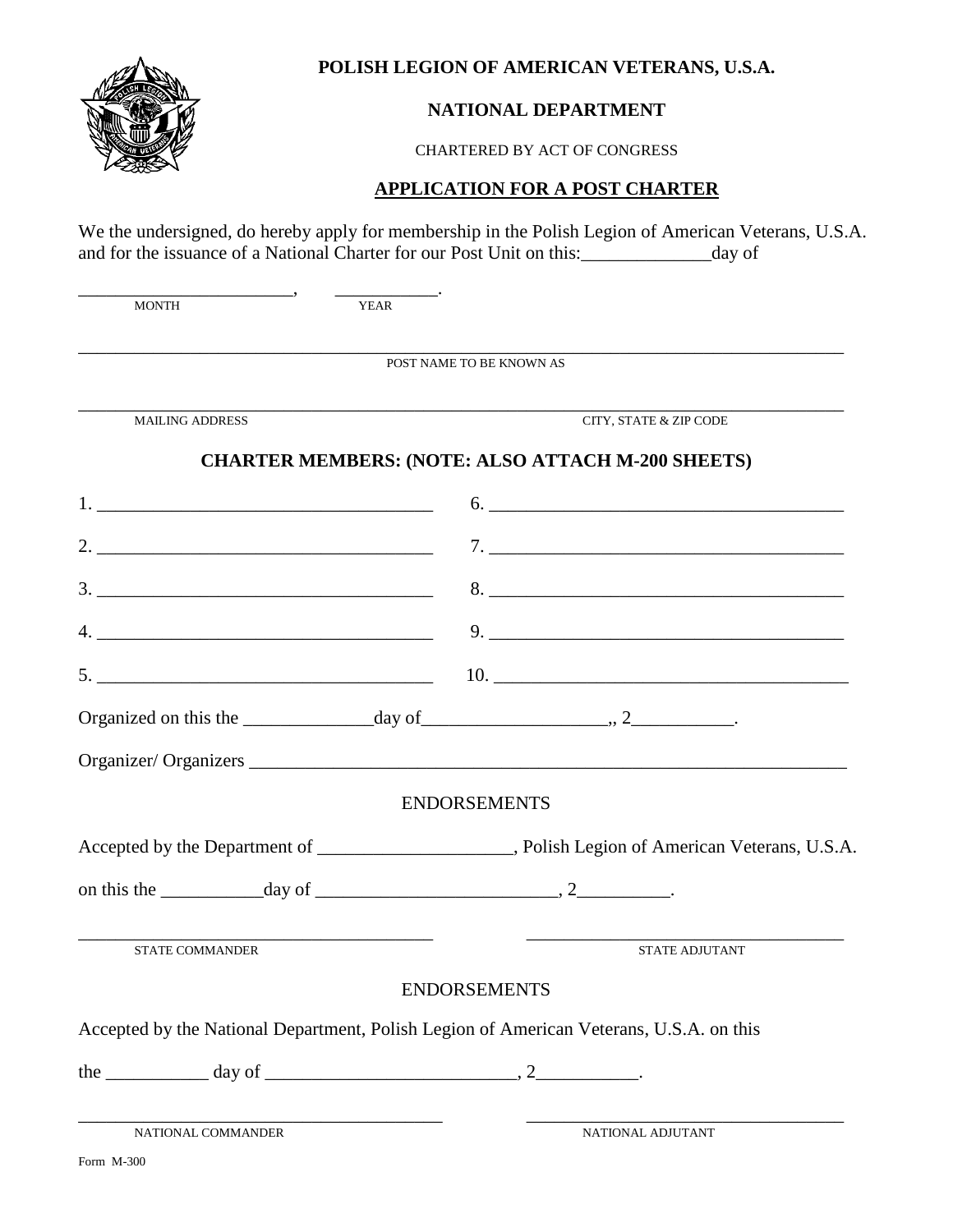# POLISH LEGION OF AMERICAN VETERANS, U.S.A.

## NATIONAL DEPARTMENT

CHARTERED BY ACT OF CONGRESS

## APPLICATION FOR A POST CHARTER

We the undersigned, do hereby apply for membership in the Polish Legion of American Veterans, U.S.A. and for the issuance of a National Charter for our Post Unit on this:______________day of

________________________, ___________.
MONTH YEAR

_______________________________________________________________________________
POST NAME TO BE KNOWN AS

_______________________________________________________________________________
MAILING ADDRESS CITY, STATE & ZIP CODE

### CHARTER MEMBERS: (NOTE: ALSO ATTACH M-200 SHEETS)

| | |
|---|---|
| 1. ____________________________________ | 6. ______________________________________ |
| 2. ____________________________________ | 7. ______________________________________ |
| 3. ____________________________________ | 8. ______________________________________ |
| 4. ____________________________________ | 9. ______________________________________ |
| 5. ____________________________________ | 10. ______________________________________ |

Organized on this the ______________day of____________________,, 2___________.

Organizer/ Organizers ____________________________________________________________________

ENDORSEMENTS

Accepted by the Department of _____________________, Polish Legion of American Veterans, U.S.A.

on this the ___________day of __________________________, 2__________.

_______________________________________ _______________________________________
STATE COMMANDER STATE ADJUTANT

ENDORSEMENTS

Accepted by the National Department, Polish Legion of American Veterans, U.S.A. on this

the ___________ day of ___________________________, 2___________.

_______________________________________ _______________________________________
NATIONAL COMMANDER NATIONAL ADJUTANT

Form M-300